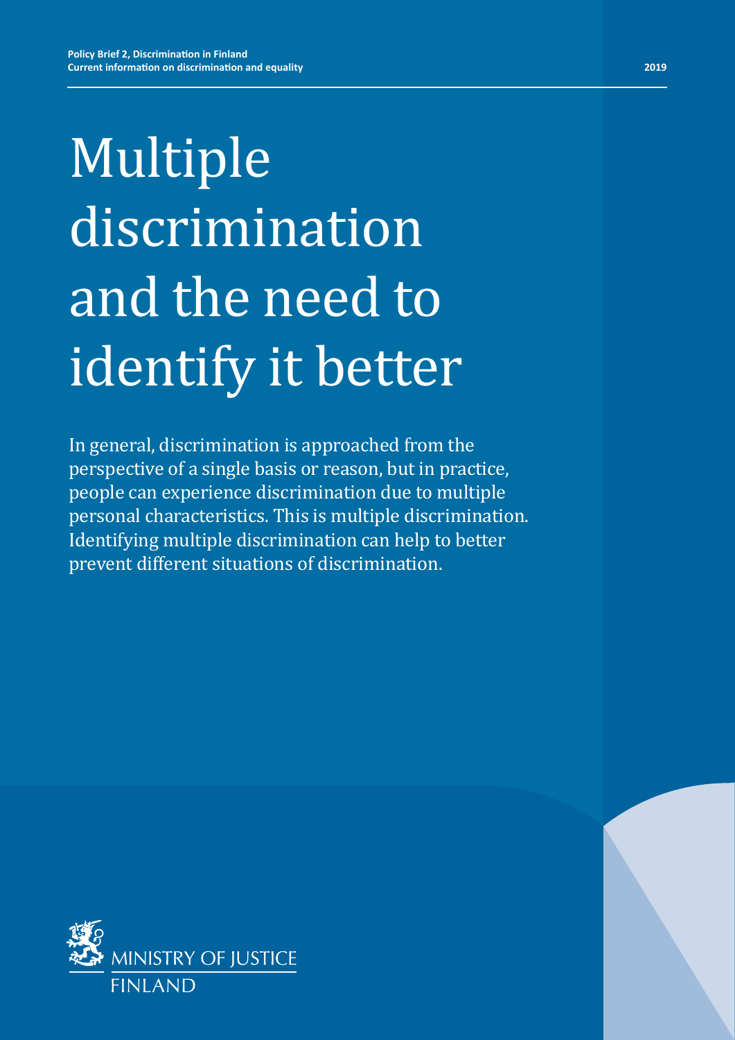Policy Brief 2, Discrimination in Finland
Current information on discrimination and equality

2019

# Multiple discrimination and the need to identify it better

In general, discrimination is approached from the perspective of a single basis or reason, but in practice, people can experience discrimination due to multiple personal characteristics. This is multiple discrimination. Identifying multiple discrimination can help to better prevent different situations of discrimination.

MINISTRY OF JUSTICE
FINLAND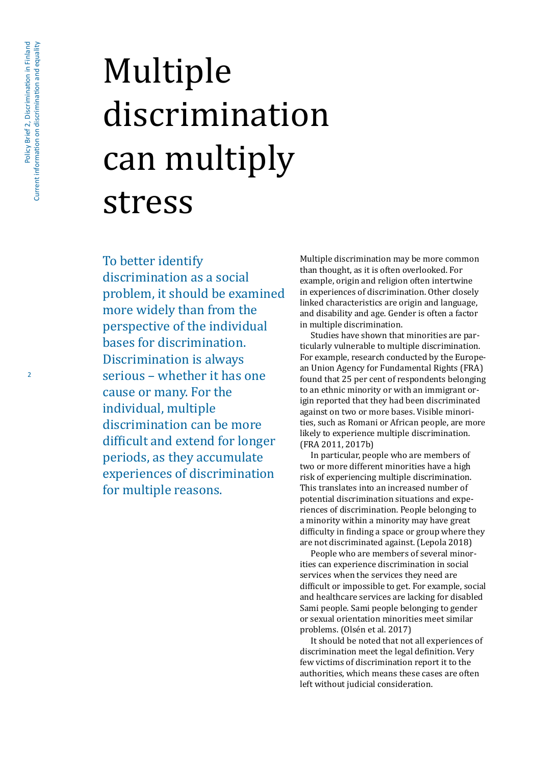# Multiple discrimination can multiply stress

To better identify discrimination as a social problem, it should be examined more widely than from the perspective of the individual bases for discrimination. Discrimination is always serious – whether it has one cause or many. For the individual, multiple discrimination can be more difficult and extend for longer periods, as they accumulate experiences of discrimination for multiple reasons.

Multiple discrimination may be more common than thought, as it is often overlooked. For example, origin and religion often intertwine in experiences of discrimination. Other closely linked characteristics are origin and language, and disability and age. Gender is often a factor in multiple discrimination.

Studies have shown that minorities are particularly vulnerable to multiple discrimination. For example, research conducted by the European Union Agency for Fundamental Rights (FRA) found that 25 per cent of respondents belonging to an ethnic minority or with an immigrant origin reported that they had been discriminated against on two or more bases. Visible minorities, such as Romani or African people, are more likely to experience multiple discrimination. (FRA 2011, 2017b)

In particular, people who are members of two or more different minorities have a high risk of experiencing multiple discrimination. This translates into an increased number of potential discrimination situations and experiences of discrimination. People belonging to a minority within a minority may have great difficulty in finding a space or group where they are not discriminated against. (Lepola 2018)

People who are members of several minorities can experience discrimination in social services when the services they need are difficult or impossible to get. For example, social and healthcare services are lacking for disabled Sami people. Sami people belonging to gender or sexual orientation minorities meet similar problems. (Olsén et al. 2017)

It should be noted that not all experiences of discrimination meet the legal definition. Very few victims of discrimination report it to the authorities, which means these cases are often left without judicial consideration.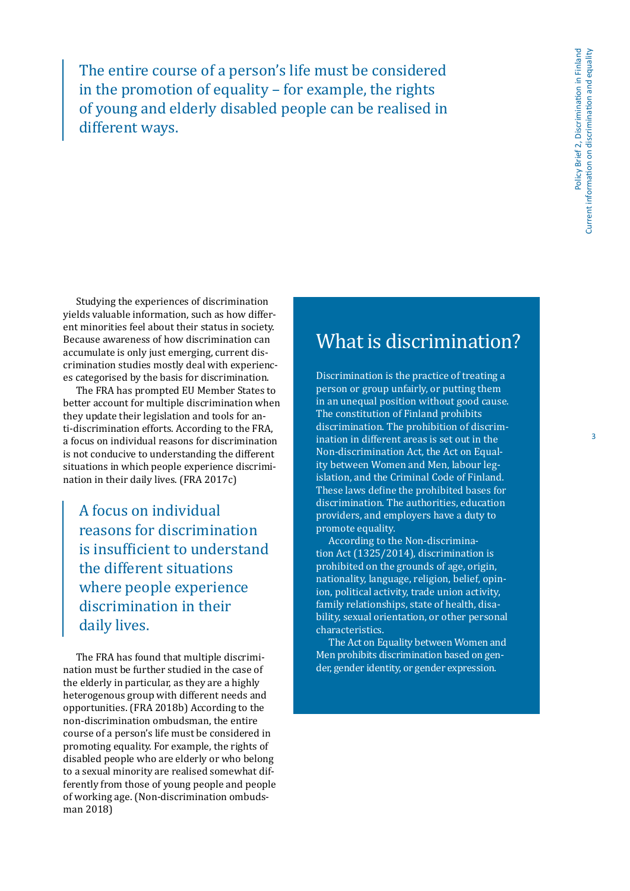> The entire course of a person's life must be considered in the promotion of equality – for example, the rights of young and elderly disabled people can be realised in different ways.

Studying the experiences of discrimination yields valuable information, such as how different minorities feel about their status in society. Because awareness of how discrimination can accumulate is only just emerging, current discrimination studies mostly deal with experiences categorised by the basis for discrimination.

The FRA has prompted EU Member States to better account for multiple discrimination when they update their legislation and tools for anti-discrimination efforts. According to the FRA, a focus on individual reasons for discrimination is not conducive to understanding the different situations in which people experience discrimination in their daily lives. (FRA 2017c)

> A focus on individual reasons for discrimination is insufficient to understand the different situations where people experience discrimination in their daily lives.

The FRA has found that multiple discrimination must be further studied in the case of the elderly in particular, as they are a highly heterogenous group with different needs and opportunities. (FRA 2018b) According to the non-discrimination ombudsman, the entire course of a person's life must be considered in promoting equality. For example, the rights of disabled people who are elderly or who belong to a sexual minority are realised somewhat differently from those of young people and people of working age. (Non-discrimination ombudsman 2018)

## What is discrimination?

Discrimination is the practice of treating a person or group unfairly, or putting them in an unequal position without good cause. The constitution of Finland prohibits discrimination. The prohibition of discrimination in different areas is set out in the Non-discrimination Act, the Act on Equality between Women and Men, labour legislation, and the Criminal Code of Finland. These laws define the prohibited bases for discrimination. The authorities, education providers, and employers have a duty to promote equality.

According to the Non-discrimination Act (1325/2014), discrimination is prohibited on the grounds of age, origin, nationality, language, religion, belief, opinion, political activity, trade union activity, family relationships, state of health, disability, sexual orientation, or other personal characteristics.

The Act on Equality between Women and Men prohibits discrimination based on gender, gender identity, or gender expression.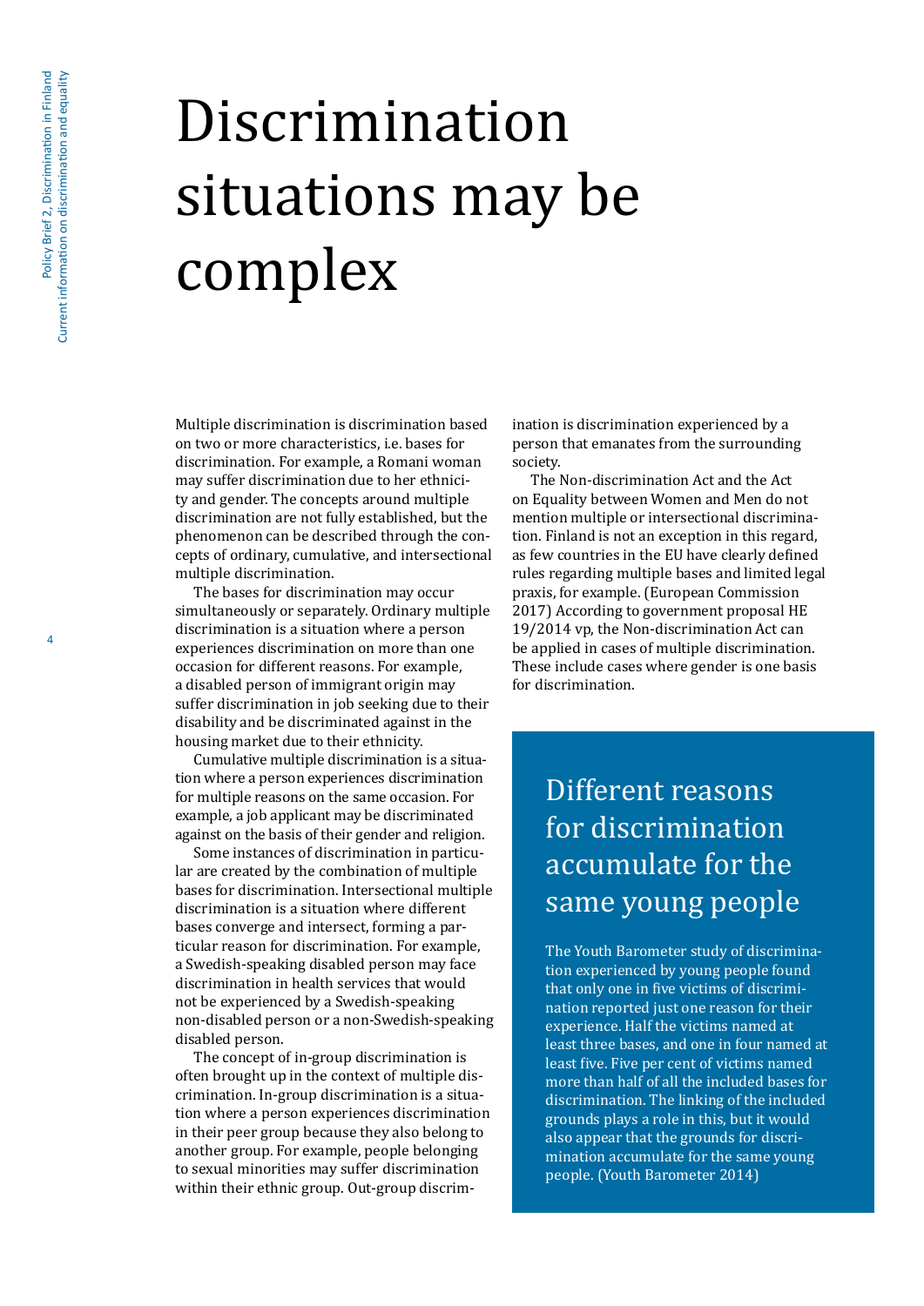# Discrimination situations may be complex

Multiple discrimination is discrimination based on two or more characteristics, i.e. bases for discrimination. For example, a Romani woman may suffer discrimination due to her ethnicity and gender. The concepts around multiple discrimination are not fully established, but the phenomenon can be described through the concepts of ordinary, cumulative, and intersectional multiple discrimination.

The bases for discrimination may occur simultaneously or separately. Ordinary multiple discrimination is a situation where a person experiences discrimination on more than one occasion for different reasons. For example, a disabled person of immigrant origin may suffer discrimination in job seeking due to their disability and be discriminated against in the housing market due to their ethnicity.

Cumulative multiple discrimination is a situation where a person experiences discrimination for multiple reasons on the same occasion. For example, a job applicant may be discriminated against on the basis of their gender and religion.

Some instances of discrimination in particular are created by the combination of multiple bases for discrimination. Intersectional multiple discrimination is a situation where different bases converge and intersect, forming a particular reason for discrimination. For example, a Swedish-speaking disabled person may face discrimination in health services that would not be experienced by a Swedish-speaking non-disabled person or a non-Swedish-speaking disabled person.

The concept of in-group discrimination is often brought up in the context of multiple discrimination. In-group discrimination is a situation where a person experiences discrimination in their peer group because they also belong to another group. For example, people belonging to sexual minorities may suffer discrimination within their ethnic group. Out-group discrimination is discrimination experienced by a person that emanates from the surrounding society.

The Non-discrimination Act and the Act on Equality between Women and Men do not mention multiple or intersectional discrimination. Finland is not an exception in this regard, as few countries in the EU have clearly defined rules regarding multiple bases and limited legal praxis, for example. (European Commission 2017) According to government proposal HE 19/2014 vp, the Non-discrimination Act can be applied in cases of multiple discrimination. These include cases where gender is one basis for discrimination.

## Different reasons for discrimination accumulate for the same young people

The Youth Barometer study of discrimination experienced by young people found that only one in five victims of discrimination reported just one reason for their experience. Half the victims named at least three bases, and one in four named at least five. Five per cent of victims named more than half of all the included bases for discrimination. The linking of the included grounds plays a role in this, but it would also appear that the grounds for discrimination accumulate for the same young people. (Youth Barometer 2014)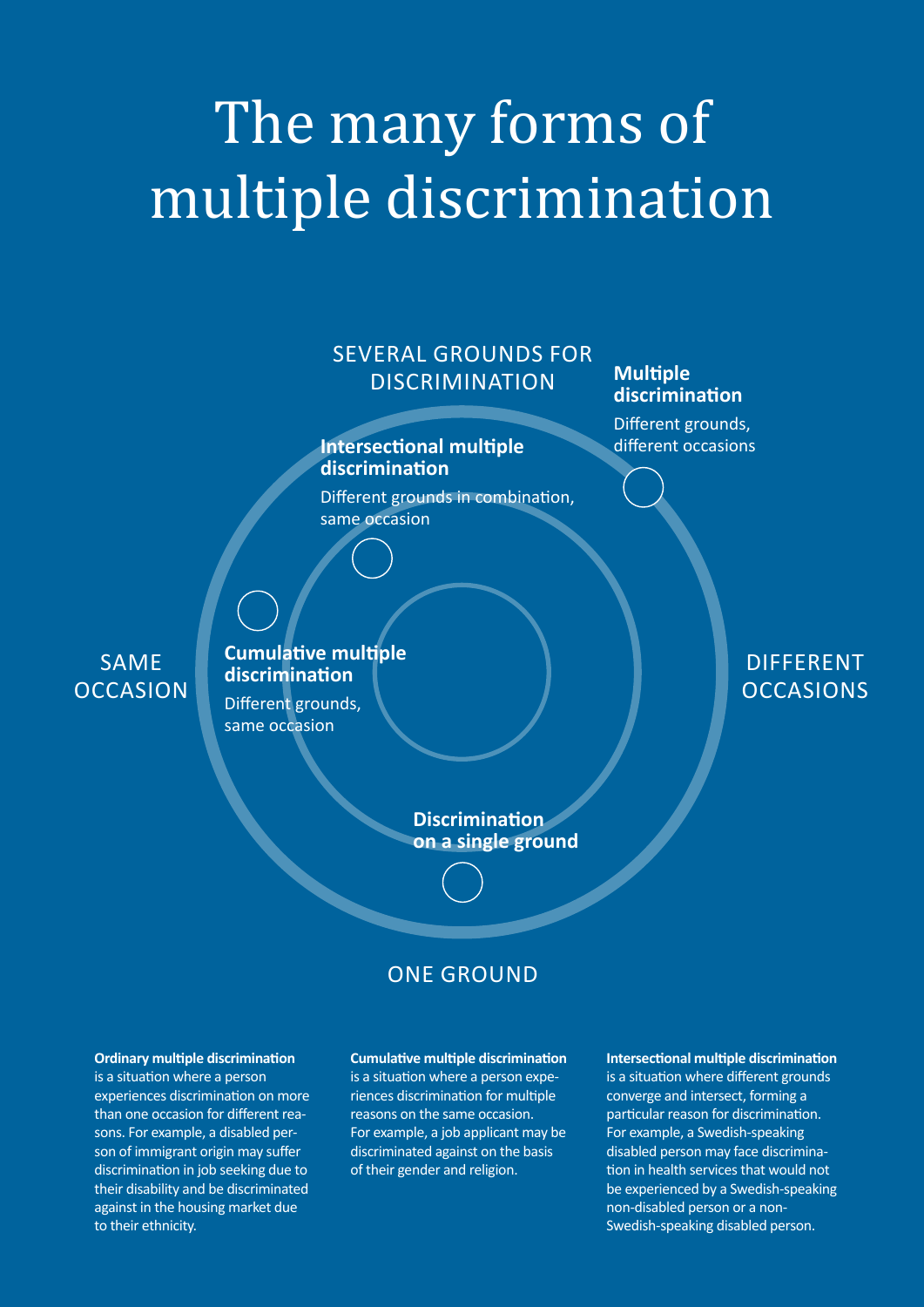# The many forms of multiple discrimination

SEVERAL GROUNDS FOR DISCRIMINATION

**Multiple discrimination**

Different grounds, different occasions

**Intersectional multiple discrimination**

Different grounds in combination, same occasion

SAME OCCASION

**Cumulative multiple discrimination**

Different grounds, same occasion

DIFFERENT OCCASIONS

**Discrimination on a single ground**

ONE GROUND

**Ordinary multiple discrimination** is a situation where a person experiences discrimination on more than one occasion for different reasons. For example, a disabled person of immigrant origin may suffer discrimination in job seeking due to their disability and be discriminated against in the housing market due to their ethnicity.

**Cumulative multiple discrimination** is a situation where a person experiences discrimination for multiple reasons on the same occasion. For example, a job applicant may be discriminated against on the basis of their gender and religion.

**Intersectional multiple discrimination** is a situation where different grounds converge and intersect, forming a particular reason for discrimination. For example, a Swedish-speaking disabled person may face discrimination in health services that would not be experienced by a Swedish-speaking non-disabled person or a non-Swedish-speaking disabled person.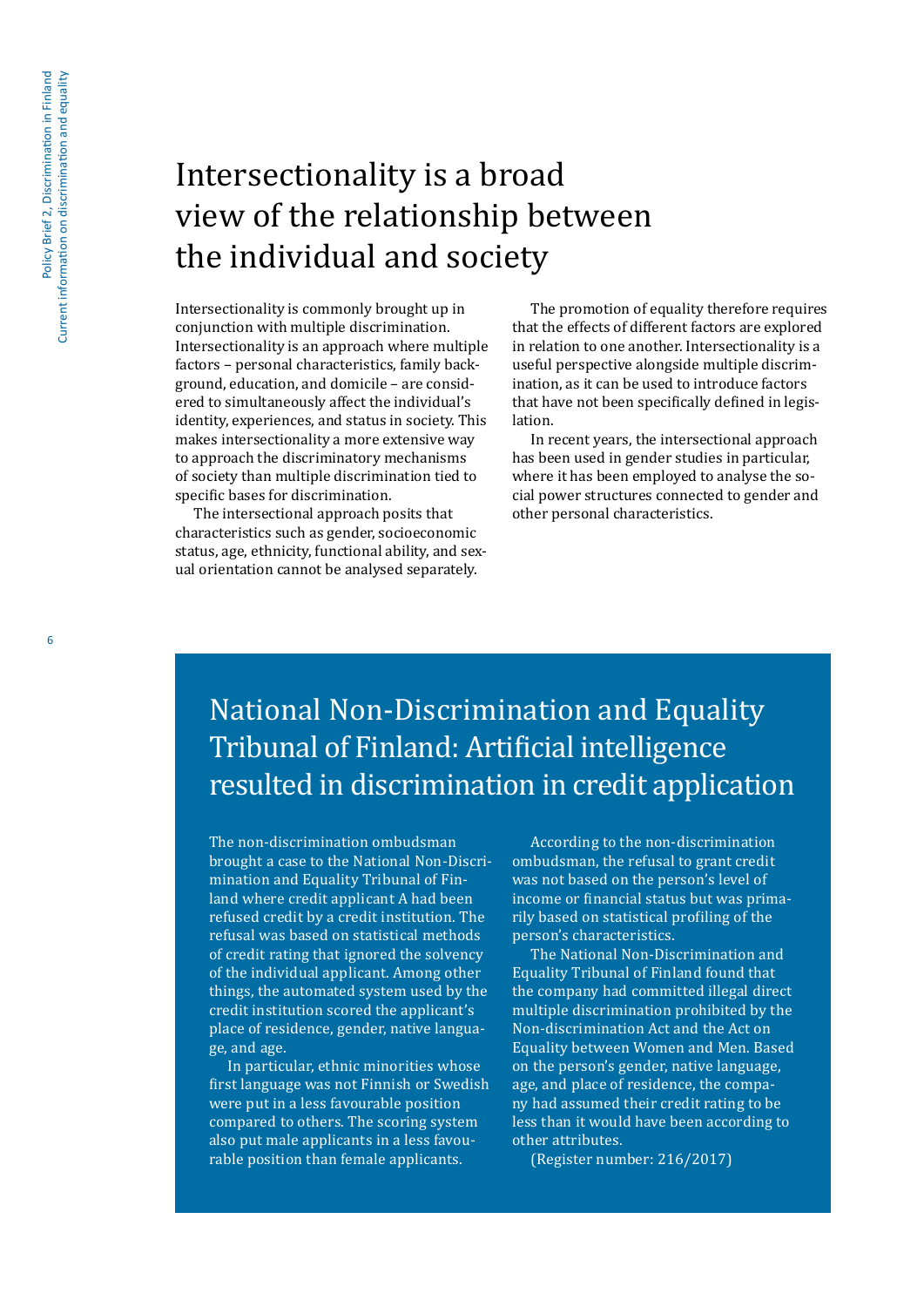# Intersectionality is a broad view of the relationship between the individual and society

Intersectionality is commonly brought up in conjunction with multiple discrimination. Intersectionality is an approach where multiple factors – personal characteristics, family background, education, and domicile – are considered to simultaneously affect the individual's identity, experiences, and status in society. This makes intersectionality a more extensive way to approach the discriminatory mechanisms of society than multiple discrimination tied to specific bases for discrimination.

The intersectional approach posits that characteristics such as gender, socioeconomic status, age, ethnicity, functional ability, and sexual orientation cannot be analysed separately.

The promotion of equality therefore requires that the effects of different factors are explored in relation to one another. Intersectionality is a useful perspective alongside multiple discrimination, as it can be used to introduce factors that have not been specifically defined in legislation.

In recent years, the intersectional approach has been used in gender studies in particular, where it has been employed to analyse the social power structures connected to gender and other personal characteristics.

## National Non-Discrimination and Equality Tribunal of Finland: Artificial intelligence resulted in discrimination in credit application

The non-discrimination ombudsman brought a case to the National Non-Discrimination and Equality Tribunal of Finland where credit applicant A had been refused credit by a credit institution. The refusal was based on statistical methods of credit rating that ignored the solvency of the individual applicant. Among other things, the automated system used by the credit institution scored the applicant's place of residence, gender, native language, and age.

In particular, ethnic minorities whose first language was not Finnish or Swedish were put in a less favourable position compared to others. The scoring system also put male applicants in a less favourable position than female applicants.

According to the non-discrimination ombudsman, the refusal to grant credit was not based on the person's level of income or financial status but was primarily based on statistical profiling of the person's characteristics.

The National Non-Discrimination and Equality Tribunal of Finland found that the company had committed illegal direct multiple discrimination prohibited by the Non-discrimination Act and the Act on Equality between Women and Men. Based on the person's gender, native language, age, and place of residence, the company had assumed their credit rating to be less than it would have been according to other attributes.

(Register number: 216/2017)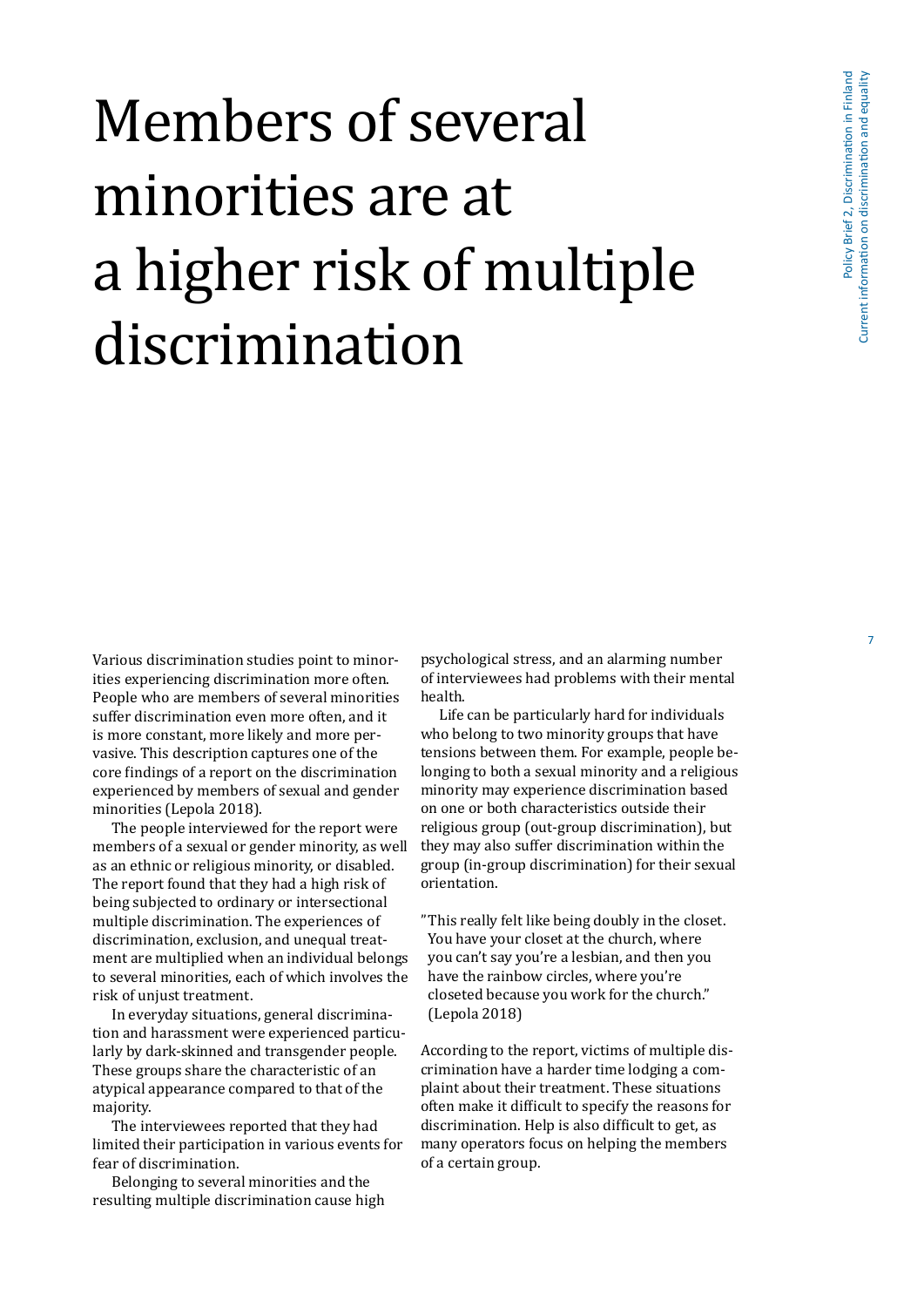# Members of several minorities are at a higher risk of multiple discrimination

Various discrimination studies point to minorities experiencing discrimination more often. People who are members of several minorities suffer discrimination even more often, and it is more constant, more likely and more pervasive. This description captures one of the core findings of a report on the discrimination experienced by members of sexual and gender minorities (Lepola 2018).

The people interviewed for the report were members of a sexual or gender minority, as well as an ethnic or religious minority, or disabled. The report found that they had a high risk of being subjected to ordinary or intersectional multiple discrimination. The experiences of discrimination, exclusion, and unequal treatment are multiplied when an individual belongs to several minorities, each of which involves the risk of unjust treatment.

In everyday situations, general discrimination and harassment were experienced particularly by dark-skinned and transgender people. These groups share the characteristic of an atypical appearance compared to that of the majority.

The interviewees reported that they had limited their participation in various events for fear of discrimination.

Belonging to several minorities and the resulting multiple discrimination cause high psychological stress, and an alarming number of interviewees had problems with their mental health.

Life can be particularly hard for individuals who belong to two minority groups that have tensions between them. For example, people belonging to both a sexual minority and a religious minority may experience discrimination based on one or both characteristics outside their religious group (out-group discrimination), but they may also suffer discrimination within the group (in-group discrimination) for their sexual orientation.

> "This really felt like being doubly in the closet. You have your closet at the church, where you can't say you're a lesbian, and then you have the rainbow circles, where you're closeted because you work for the church." (Lepola 2018)

According to the report, victims of multiple discrimination have a harder time lodging a complaint about their treatment. These situations often make it difficult to specify the reasons for discrimination. Help is also difficult to get, as many operators focus on helping the members of a certain group.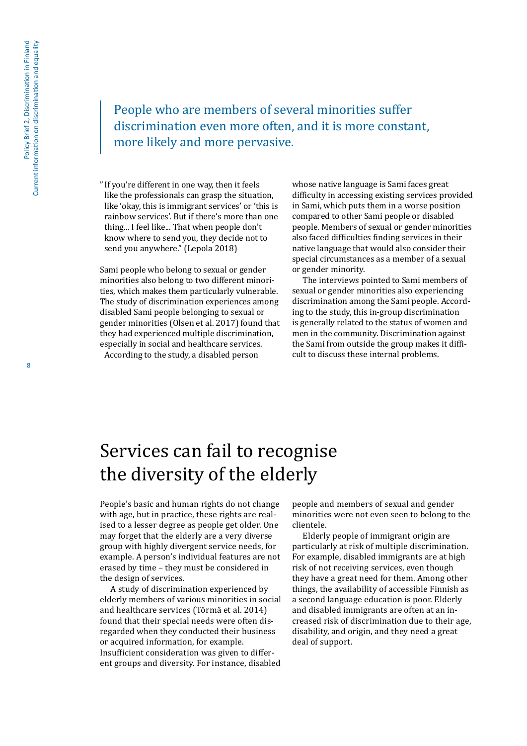> People who are members of several minorities suffer discrimination even more often, and it is more constant, more likely and more pervasive.

"If you're different in one way, then it feels like the professionals can grasp the situation, like 'okay, this is immigrant services' or 'this is rainbow services'. But if there's more than one thing... I feel like... That when people don't know where to send you, they decide not to send you anywhere." (Lepola 2018)

Sami people who belong to sexual or gender minorities also belong to two different minorities, which makes them particularly vulnerable. The study of discrimination experiences among disabled Sami people belonging to sexual or gender minorities (Olsen et al. 2017) found that they had experienced multiple discrimination, especially in social and healthcare services.

According to the study, a disabled person whose native language is Sami faces great difficulty in accessing existing services provided in Sami, which puts them in a worse position compared to other Sami people or disabled people. Members of sexual or gender minorities also faced difficulties finding services in their native language that would also consider their special circumstances as a member of a sexual or gender minority.

The interviews pointed to Sami members of sexual or gender minorities also experiencing discrimination among the Sami people. According to the study, this in-group discrimination is generally related to the status of women and men in the community. Discrimination against the Sami from outside the group makes it difficult to discuss these internal problems.

# Services can fail to recognise the diversity of the elderly

People's basic and human rights do not change with age, but in practice, these rights are realised to a lesser degree as people get older. One may forget that the elderly are a very diverse group with highly divergent service needs, for example. A person's individual features are not erased by time – they must be considered in the design of services.

A study of discrimination experienced by elderly members of various minorities in social and healthcare services (Törmä et al. 2014) found that their special needs were often disregarded when they conducted their business or acquired information, for example. Insufficient consideration was given to different groups and diversity. For instance, disabled people and members of sexual and gender minorities were not even seen to belong to the clientele.

Elderly people of immigrant origin are particularly at risk of multiple discrimination. For example, disabled immigrants are at high risk of not receiving services, even though they have a great need for them. Among other things, the availability of accessible Finnish as a second language education is poor. Elderly and disabled immigrants are often at an increased risk of discrimination due to their age, disability, and origin, and they need a great deal of support.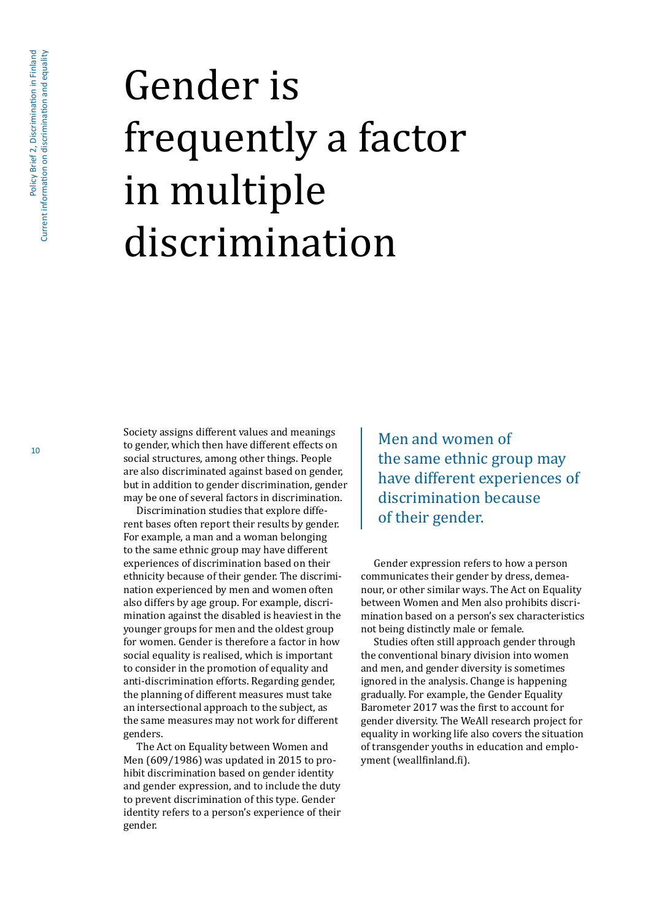# Gender is frequently a factor in multiple discrimination

Society assigns different values and meanings to gender, which then have different effects on social structures, among other things. People are also discriminated against based on gender, but in addition to gender discrimination, gender may be one of several factors in discrimination.

Discrimination studies that explore different bases often report their results by gender. For example, a man and a woman belonging to the same ethnic group may have different experiences of discrimination based on their ethnicity because of their gender. The discrimination experienced by men and women often also differs by age group. For example, discrimination against the disabled is heaviest in the younger groups for men and the oldest group for women. Gender is therefore a factor in how social equality is realised, which is important to consider in the promotion of equality and anti-discrimination efforts. Regarding gender, the planning of different measures must take an intersectional approach to the subject, as the same measures may not work for different genders.

The Act on Equality between Women and Men (609/1986) was updated in 2015 to prohibit discrimination based on gender identity and gender expression, and to include the duty to prevent discrimination of this type. Gender identity refers to a person's experience of their gender.

> Men and women of the same ethnic group may have different experiences of discrimination because of their gender.

Gender expression refers to how a person communicates their gender by dress, demeanour, or other similar ways. The Act on Equality between Women and Men also prohibits discrimination based on a person's sex characteristics not being distinctly male or female.

Studies often still approach gender through the conventional binary division into women and men, and gender diversity is sometimes ignored in the analysis. Change is happening gradually. For example, the Gender Equality Barometer 2017 was the first to account for gender diversity. The WeAll research project for equality in working life also covers the situation of transgender youths in education and employment (weallfinland.fi).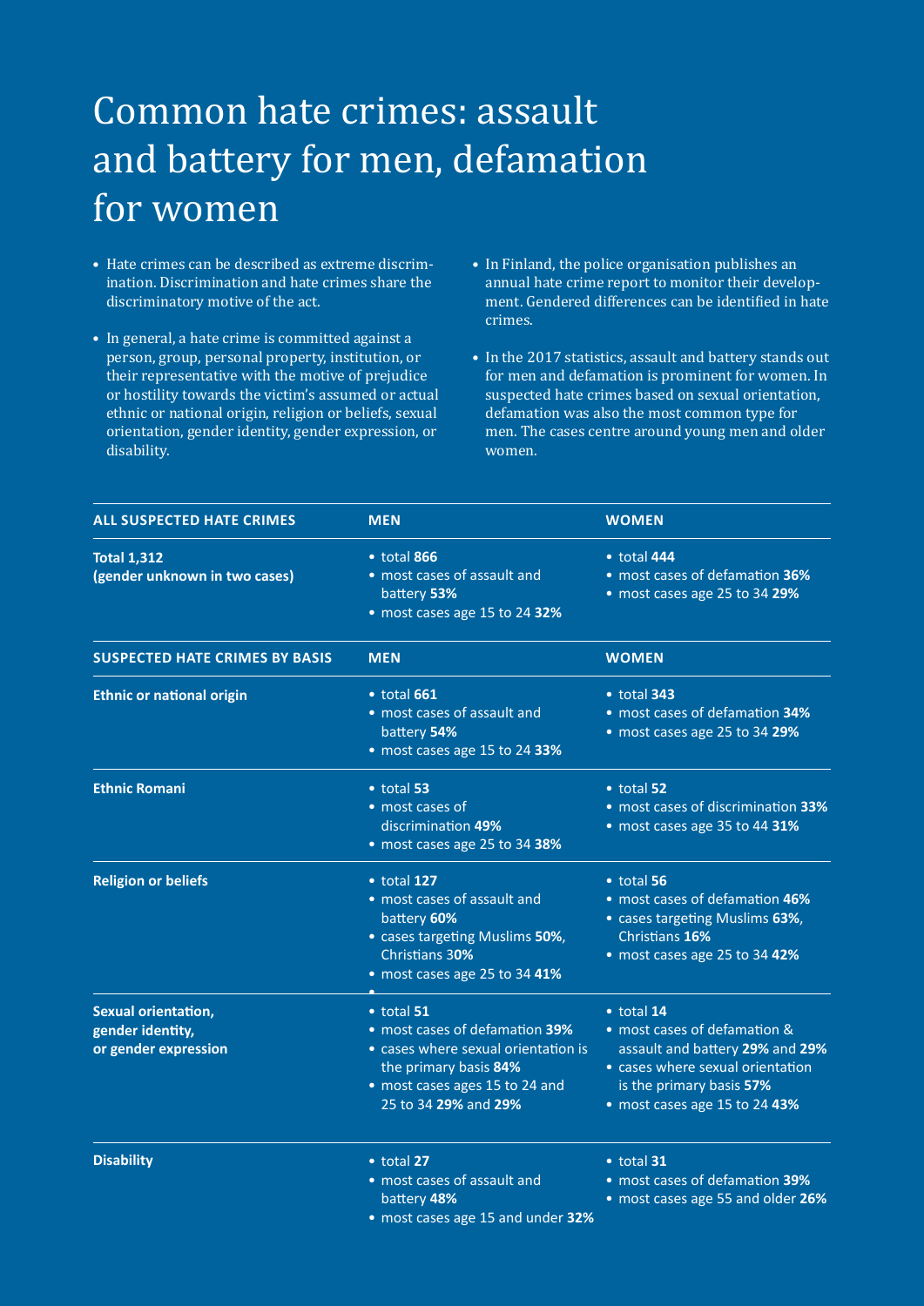# Common hate crimes: assault and battery for men, defamation for women

- Hate crimes can be described as extreme discrimination. Discrimination and hate crimes share the discriminatory motive of the act.
- In general, a hate crime is committed against a person, group, personal property, institution, or their representative with the motive of prejudice or hostility towards the victim's assumed or actual ethnic or national origin, religion or beliefs, sexual orientation, gender identity, gender expression, or disability.
- In Finland, the police organisation publishes an annual hate crime report to monitor their development. Gendered differences can be identified in hate crimes.
- In the 2017 statistics, assault and battery stands out for men and defamation is prominent for women. In suspected hate crimes based on sexual orientation, defamation was also the most common type for men. The cases centre around young men and older women.

| ALL SUSPECTED HATE CRIMES | MEN | WOMEN |
|---|---|---|
| **Total 1,312 (gender unknown in two cases)** | • total **866**<br>• most cases of assault and battery **53%**<br>• most cases age 15 to 24 **32%** | • total **444**<br>• most cases of defamation **36%**<br>• most cases age 25 to 34 **29%** |
| **SUSPECTED HATE CRIMES BY BASIS** | **MEN** | **WOMEN** |
| **Ethnic or national origin** | • total **661**<br>• most cases of assault and battery **54%**<br>• most cases age 15 to 24 **33%** | • total **343**<br>• most cases of defamation **34%**<br>• most cases age 25 to 34 **29%** |
| **Ethnic Romani** | • total **53**<br>• most cases of discrimination **49%**<br>• most cases age 25 to 34 **38%** | • total **52**<br>• most cases of discrimination **33%**<br>• most cases age 35 to 44 **31%** |
| **Religion or beliefs** | • total **127**<br>• most cases of assault and battery **60%**<br>• cases targeting Muslims **50%**, Christians 3**0%**<br>• most cases age 25 to 34 **41%** | • total **56**<br>• most cases of defamation **46%**<br>• cases targeting Muslims **63%**, Christians **16%**<br>• most cases age 25 to 34 **42%** |
| **Sexual orientation, gender identity, or gender expression** | • total **51**<br>• most cases of defamation **39%**<br>• cases where sexual orientation is the primary basis **84%**<br>• most cases ages 15 to 24 and 25 to 34 **29%** and **29%** | • total **14**<br>• most cases of defamation & assault and battery **29%** and **29%**<br>• cases where sexual orientation is the primary basis **57%**<br>• most cases age 15 to 24 **43%** |
| **Disability** | • total **27**<br>• most cases of assault and battery **48%**<br>• most cases age 15 and under **32%** | • total **31**<br>• most cases of defamation **39%**<br>• most cases age 55 and older **26%** |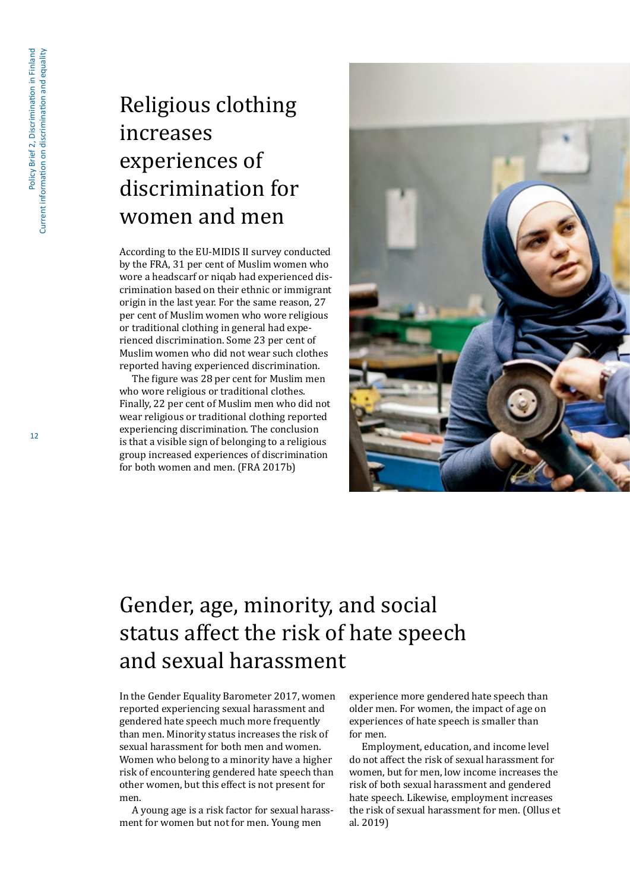# Religious clothing increases experiences of discrimination for women and men

According to the EU-MIDIS II survey conducted by the FRA, 31 per cent of Muslim women who wore a headscarf or niqab had experienced discrimination based on their ethnic or immigrant origin in the last year. For the same reason, 27 per cent of Muslim women who wore religious or traditional clothing in general had experienced discrimination. Some 23 per cent of Muslim women who did not wear such clothes reported having experienced discrimination.

The figure was 28 per cent for Muslim men who wore religious or traditional clothes. Finally, 22 per cent of Muslim men who did not wear religious or traditional clothing reported experiencing discrimination. The conclusion is that a visible sign of belonging to a religious group increased experiences of discrimination for both women and men. (FRA 2017b)

# Gender, age, minority, and social status affect the risk of hate speech and sexual harassment

In the Gender Equality Barometer 2017, women reported experiencing sexual harassment and gendered hate speech much more frequently than men. Minority status increases the risk of sexual harassment for both men and women. Women who belong to a minority have a higher risk of encountering gendered hate speech than other women, but this effect is not present for men.

A young age is a risk factor for sexual harassment for women but not for men. Young men experience more gendered hate speech than older men. For women, the impact of age on experiences of hate speech is smaller than for men.

Employment, education, and income level do not affect the risk of sexual harassment for women, but for men, low income increases the risk of both sexual harassment and gendered hate speech. Likewise, employment increases the risk of sexual harassment for men. (Ollus et al. 2019)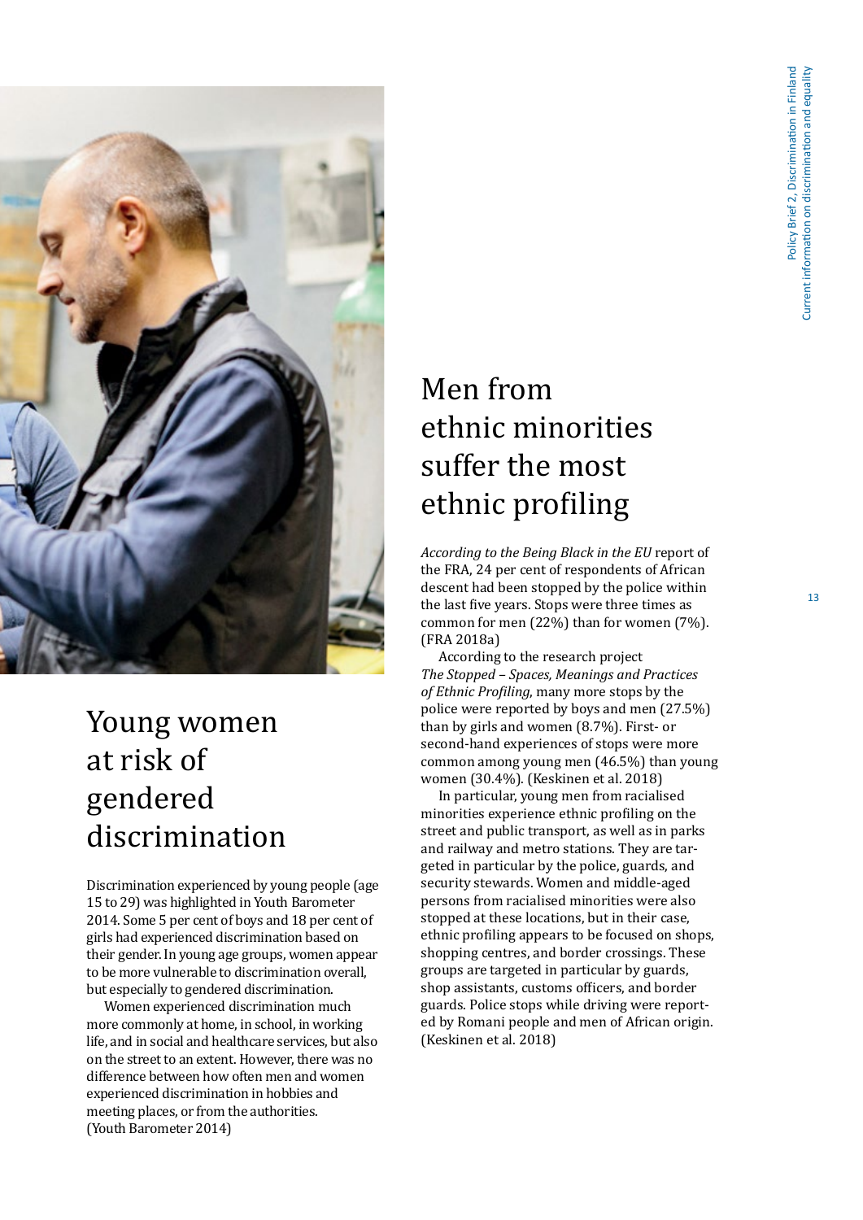## Young women at risk of gendered discrimination

Discrimination experienced by young people (age 15 to 29) was highlighted in Youth Barometer 2014. Some 5 per cent of boys and 18 per cent of girls had experienced discrimination based on their gender. In young age groups, women appear to be more vulnerable to discrimination overall, but especially to gendered discrimination.

Women experienced discrimination much more commonly at home, in school, in working life, and in social and healthcare services, but also on the street to an extent. However, there was no difference between how often men and women experienced discrimination in hobbies and meeting places, or from the authorities. (Youth Barometer 2014)

## Men from ethnic minorities suffer the most ethnic profiling

*According to the Being Black in the EU* report of the FRA, 24 per cent of respondents of African descent had been stopped by the police within the last five years. Stops were three times as common for men (22%) than for women (7%). (FRA 2018a)

According to the research project *The Stopped – Spaces, Meanings and Practices of Ethnic Profiling*, many more stops by the police were reported by boys and men (27.5%) than by girls and women (8.7%). First- or second-hand experiences of stops were more common among young men (46.5%) than young women (30.4%). (Keskinen et al. 2018)

In particular, young men from racialised minorities experience ethnic profiling on the street and public transport, as well as in parks and railway and metro stations. They are targeted in particular by the police, guards, and security stewards. Women and middle-aged persons from racialised minorities were also stopped at these locations, but in their case, ethnic profiling appears to be focused on shops, shopping centres, and border crossings. These groups are targeted in particular by guards, shop assistants, customs officers, and border guards. Police stops while driving were reported by Romani people and men of African origin. (Keskinen et al. 2018)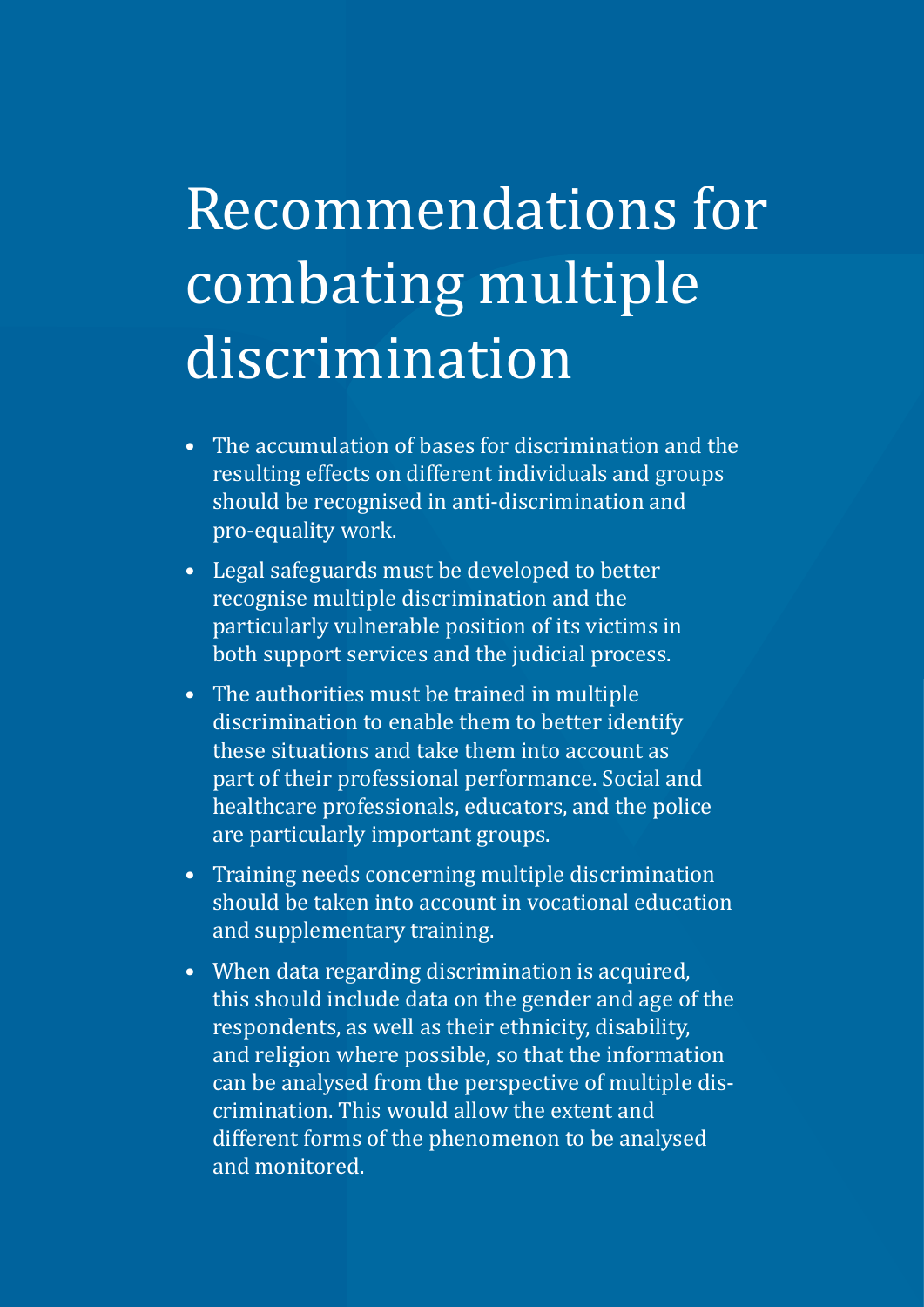# Recommendations for combating multiple discrimination

- The accumulation of bases for discrimination and the resulting effects on different individuals and groups should be recognised in anti-discrimination and pro-equality work.
- Legal safeguards must be developed to better recognise multiple discrimination and the particularly vulnerable position of its victims in both support services and the judicial process.
- The authorities must be trained in multiple discrimination to enable them to better identify these situations and take them into account as part of their professional performance. Social and healthcare professionals, educators, and the police are particularly important groups.
- Training needs concerning multiple discrimination should be taken into account in vocational education and supplementary training.
- When data regarding discrimination is acquired, this should include data on the gender and age of the respondents, as well as their ethnicity, disability, and religion where possible, so that the information can be analysed from the perspective of multiple discrimination. This would allow the extent and different forms of the phenomenon to be analysed and monitored.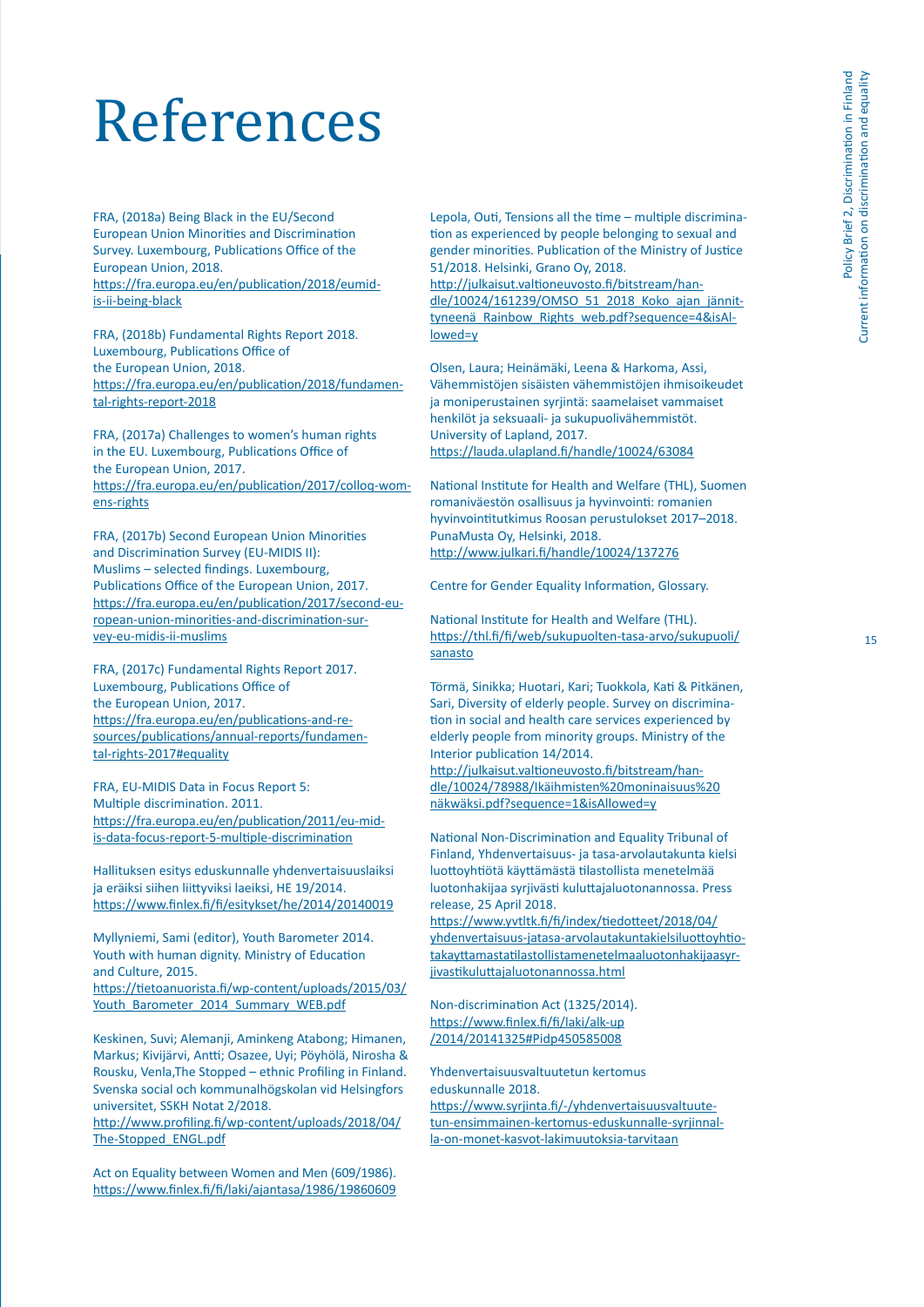# References

FRA, (2018a) Being Black in the EU/Second European Union Minorities and Discrimination Survey. Luxembourg, Publications Office of the European Union, 2018.
https://fra.europa.eu/en/publication/2018/eumidis-ii-being-black

FRA, (2018b) Fundamental Rights Report 2018. Luxembourg, Publications Office of the European Union, 2018.
https://fra.europa.eu/en/publication/2018/fundamental-rights-report-2018

FRA, (2017a) Challenges to women's human rights in the EU. Luxembourg, Publications Office of the European Union, 2017.
https://fra.europa.eu/en/publication/2017/colloq-womens-rights

FRA, (2017b) Second European Union Minorities and Discrimination Survey (EU-MIDIS II): Muslims – selected findings. Luxembourg, Publications Office of the European Union, 2017.
https://fra.europa.eu/en/publication/2017/second-european-union-minorities-and-discrimination-survey-eu-midis-ii-muslims

FRA, (2017c) Fundamental Rights Report 2017. Luxembourg, Publications Office of the European Union, 2017.
https://fra.europa.eu/en/publications-and-resources/publications/annual-reports/fundamental-rights-2017#equality

FRA, EU-MIDIS Data in Focus Report 5: Multiple discrimination. 2011.
https://fra.europa.eu/en/publication/2011/eu-midis-data-focus-report-5-multiple-discrimination

Hallituksen esitys eduskunnalle yhdenvertaisuuslaiksi ja eräiksi siihen liittyviksi laeiksi, HE 19/2014.
https://www.finlex.fi/fi/esitykset/he/2014/20140019

Myllyniemi, Sami (editor), Youth Barometer 2014. Youth with human dignity. Ministry of Education and Culture, 2015.
https://tietoanuorista.fi/wp-content/uploads/2015/03/Youth_Barometer_2014_Summary_WEB.pdf

Keskinen, Suvi; Alemanji, Aminkeng Atabong; Himanen, Markus; Kivijärvi, Antti; Osazee, Uyi; Pöyhölä, Nirosha & Rousku, Venla,The Stopped – ethnic Profiling in Finland. Svenska social och kommunalhögskolan vid Helsingfors universitet, SSKH Notat 2/2018.
http://www.profiling.fi/wp-content/uploads/2018/04/The-Stopped_ENGL.pdf

Act on Equality between Women and Men (609/1986).
https://www.finlex.fi/fi/laki/ajantasa/1986/19860609

Lepola, Outi, Tensions all the time – multiple discrimination as experienced by people belonging to sexual and gender minorities. Publication of the Ministry of Justice 51/2018. Helsinki, Grano Oy, 2018.
http://julkaisut.valtioneuvosto.fi/bitstream/handle/10024/161239/OMSO_51_2018_Koko_ajan_jännittyneenä_Rainbow_Rights_web.pdf?sequence=4&isAllowed=y

Olsen, Laura; Heinämäki, Leena & Harkoma, Assi, Vähemmistöjen sisäisten vähemmistöjen ihmisoikeudet ja moniperustainen syrjintä: saamelaiset vammaiset henkilöt ja seksuaali- ja sukupuolivähemmistöt. University of Lapland, 2017.
https://lauda.ulapland.fi/handle/10024/63084

National Institute for Health and Welfare (THL), Suomen romaniväestön osallisuus ja hyvinvointi: romanien hyvinvointitutkimus Roosan perustulokset 2017–2018. PunaMusta Oy, Helsinki, 2018.
http://www.julkari.fi/handle/10024/137276

Centre for Gender Equality Information, Glossary.

National Institute for Health and Welfare (THL).
https://thl.fi/fi/web/sukupuolten-tasa-arvo/sukupuoli/sanasto

Törmä, Sinikka; Huotari, Kari; Tuokkola, Kati & Pitkänen, Sari, Diversity of elderly people. Survey on discrimination in social and health care services experienced by elderly people from minority groups. Ministry of the Interior publication 14/2014.
http://julkaisut.valtioneuvosto.fi/bitstream/handle/10024/78988/Ikäihmisten%20moninaisuus%20näkwäksi.pdf?sequence=1&isAllowed=y

National Non-Discrimination and Equality Tribunal of Finland, Yhdenvertaisuus- ja tasa-arvolautakunta kielsi luottoyhtiötä käyttämästä tilastollista menetelmää luotonhakijaa syrjivästi kuluttajaluotonannossa. Press release, 25 April 2018.
https://www.yvtltk.fi/fi/index/tiedotteet/2018/04/yhdenvertaisuus-jatasa-arvolautakuntakielsiluottoyhtiotakayttamastatilastollistamenetelmaaluotonhakijaasyrjivastikuluttajaluotonannossa.html

Non-discrimination Act (1325/2014).
https://www.finlex.fi/fi/laki/alk-up/2014/20141325#Pidp450585008

Yhdenvertaisuusvaltuutetun kertomus eduskunnalle 2018.
https://www.syrjinta.fi/-/yhdenvertaisuusvaltuutetun-ensimmainen-kertomus-eduskunnalle-syrjinnalla-on-monet-kasvot-lakimuutoksia-tarvitaan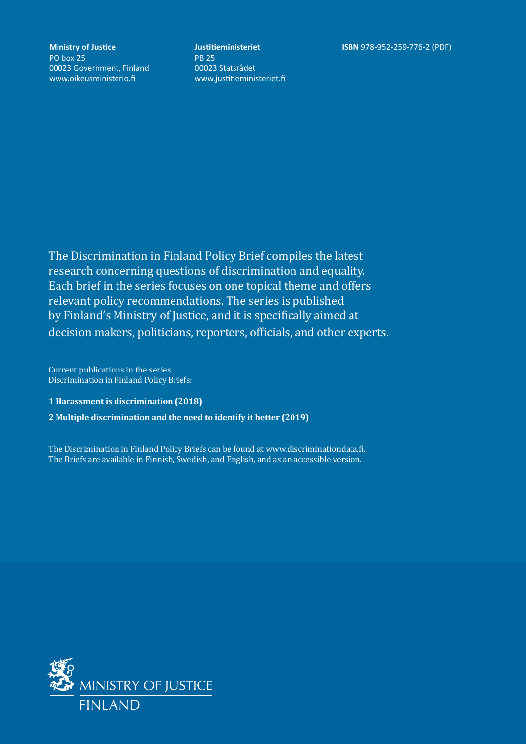**Ministry of Justice**
PO box 25
00023 Government, Finland
www.oikeusministerio.fi

**Justitieministeriet**
PB 25
00023 Statsrådet
www.justitieministeriet.fi

**ISBN** 978-952-259-776-2 (PDF)

The Discrimination in Finland Policy Brief compiles the latest research concerning questions of discrimination and equality. Each brief in the series focuses on one topical theme and offers relevant policy recommendations. The series is published by Finland's Ministry of Justice, and it is specifically aimed at decision makers, politicians, reporters, officials, and other experts.

Current publications in the series
Discrimination in Finland Policy Briefs:

**1 Harassment is discrimination (2018)**

**2 Multiple discrimination and the need to identify it better (2019)**

The Discrimination in Finland Policy Briefs can be found at www.discriminationdata.fi.
The Briefs are available in Finnish, Swedish, and English, and as an accessible version.

MINISTRY OF JUSTICE
FINLAND